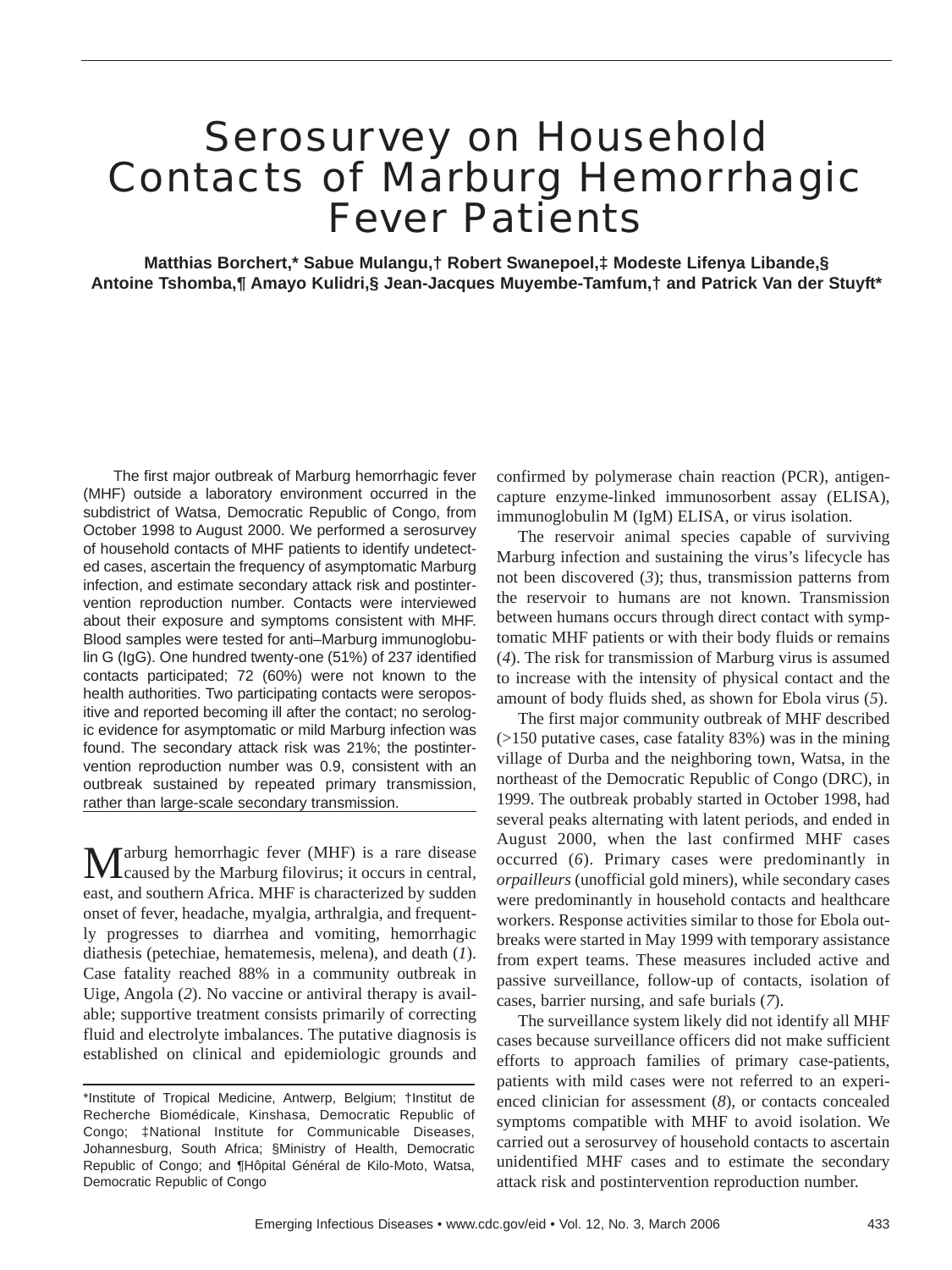# Serosurvey on Household Contacts of Marburg Hemorrhagic Fever Patients

**Matthias Borchert,* Sabue Mulangu,† Robert Swanepoel,‡ Modeste Lifenya Libande,§ Antoine Tshomba,¶ Amayo Kulidri,§ Jean-Jacques Muyembe-Tamfum,† and Patrick Van der Stuyft***

The first major outbreak of Marburg hemorrhagic fever (MHF) outside a laboratory environment occurred in the subdistrict of Watsa, Democratic Republic of Congo, from October 1998 to August 2000. We performed a serosurvey of household contacts of MHF patients to identify undetected cases, ascertain the frequency of asymptomatic Marburg infection, and estimate secondary attack risk and postintervention reproduction number. Contacts were interviewed about their exposure and symptoms consistent with MHF. Blood samples were tested for anti–Marburg immunoglobulin G (IgG). One hundred twenty-one (51%) of 237 identified contacts participated; 72 (60%) were not known to the health authorities. Two participating contacts were seropositive and reported becoming ill after the contact; no serologic evidence for asymptomatic or mild Marburg infection was found. The secondary attack risk was 21%; the postintervention reproduction number was 0.9, consistent with an outbreak sustained by repeated primary transmission, rather than large-scale secondary transmission.

Marburg hemorrhagic fever (MHF) is a rare disease caused by the Marburg filovirus; it occurs in central, east, and southern Africa. MHF is characterized by sudden onset of fever, headache, myalgia, arthralgia, and frequently progresses to diarrhea and vomiting, hemorrhagic diathesis (petechiae, hematemesis, melena), and death (*1*). Case fatality reached 88% in a community outbreak in Uige, Angola (*2*). No vaccine or antiviral therapy is available; supportive treatment consists primarily of correcting fluid and electrolyte imbalances. The putative diagnosis is established on clinical and epidemiologic grounds and confirmed by polymerase chain reaction (PCR), antigen-capture enzyme-linked immunosorbent assay (ELISA), immunoglobulin M (IgM) ELISA, or virus isolation.

The reservoir animal species capable of surviving Marburg infection and sustaining the virus's lifecycle has not been discovered (*3*); thus, transmission patterns from the reservoir to humans are not known. Transmission between humans occurs through direct contact with symptomatic MHF patients or with their body fluids or remains (*4*). The risk for transmission of Marburg virus is assumed to increase with the intensity of physical contact and the amount of body fluids shed, as shown for Ebola virus (*5*).

The first major community outbreak of MHF described (>150 putative cases, case fatality 83%) was in the mining village of Durba and the neighboring town, Watsa, in the northeast of the Democratic Republic of Congo (DRC), in 1999. The outbreak probably started in October 1998, had several peaks alternating with latent periods, and ended in August 2000, when the last confirmed MHF cases occurred (*6*). Primary cases were predominantly in *orpailleurs* (unofficial gold miners), while secondary cases were predominantly in household contacts and healthcare workers. Response activities similar to those for Ebola outbreaks were started in May 1999 with temporary assistance from expert teams. These measures included active and passive surveillance, follow-up of contacts, isolation of cases, barrier nursing, and safe burials (*7*).

The surveillance system likely did not identify all MHF cases because surveillance officers did not make sufficient efforts to approach families of primary case-patients, patients with mild cases were not referred to an experienced clinician for assessment (*8*), or contacts concealed symptoms compatible with MHF to avoid isolation. We carried out a serosurvey of household contacts to ascertain unidentified MHF cases and to estimate the secondary attack risk and postintervention reproduction number.

*Institute of Tropical Medicine, Antwerp, Belgium; †Institut de Recherche Biomédicale, Kinshasa, Democratic Republic of Congo; ‡National Institute for Communicable Diseases, Johannesburg, South Africa; §Ministry of Health, Democratic Republic of Congo; and ¶Hôpital Général de Kilo-Moto, Watsa, Democratic Republic of Congo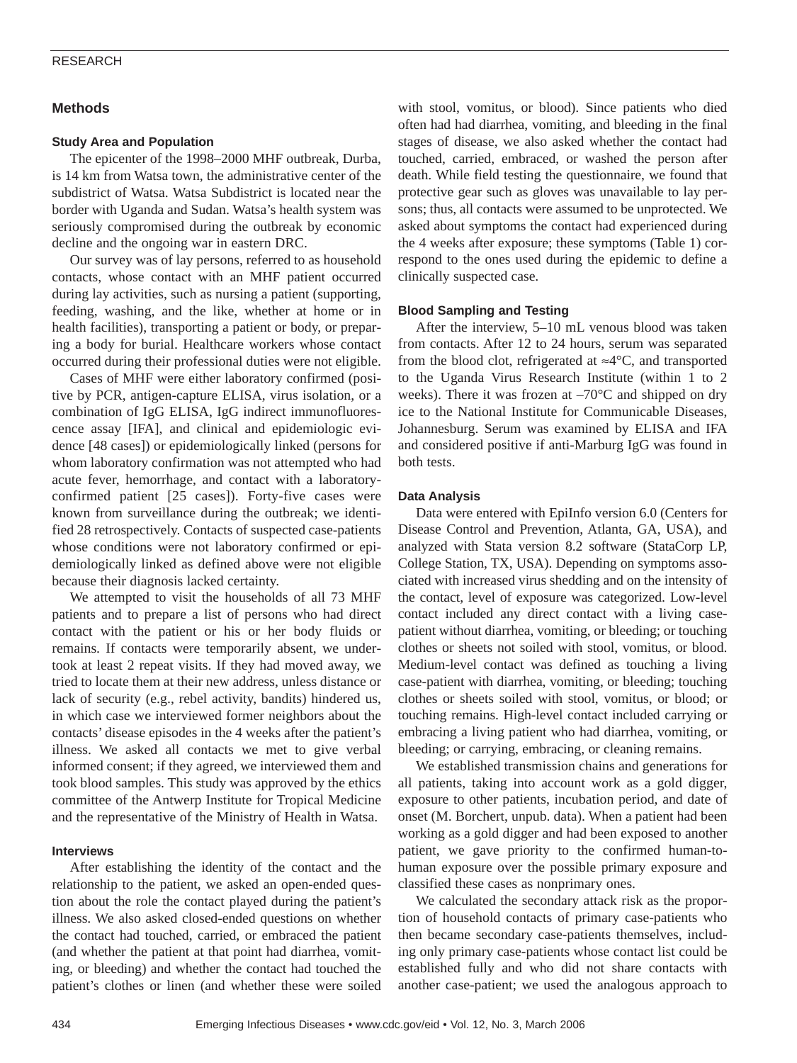## Methods

### Study Area and Population

The epicenter of the 1998–2000 MHF outbreak, Durba, is 14 km from Watsa town, the administrative center of the subdistrict of Watsa. Watsa Subdistrict is located near the border with Uganda and Sudan. Watsa's health system was seriously compromised during the outbreak by economic decline and the ongoing war in eastern DRC.

Our survey was of lay persons, referred to as household contacts, whose contact with an MHF patient occurred during lay activities, such as nursing a patient (supporting, feeding, washing, and the like, whether at home or in health facilities), transporting a patient or body, or preparing a body for burial. Healthcare workers whose contact occurred during their professional duties were not eligible.

Cases of MHF were either laboratory confirmed (positive by PCR, antigen-capture ELISA, virus isolation, or a combination of IgG ELISA, IgG indirect immunofluorescence assay [IFA], and clinical and epidemiologic evidence [48 cases]) or epidemiologically linked (persons for whom laboratory confirmation was not attempted who had acute fever, hemorrhage, and contact with a laboratory-confirmed patient [25 cases]). Forty-five cases were known from surveillance during the outbreak; we identified 28 retrospectively. Contacts of suspected case-patients whose conditions were not laboratory confirmed or epidemiologically linked as defined above were not eligible because their diagnosis lacked certainty.

We attempted to visit the households of all 73 MHF patients and to prepare a list of persons who had direct contact with the patient or his or her body fluids or remains. If contacts were temporarily absent, we undertook at least 2 repeat visits. If they had moved away, we tried to locate them at their new address, unless distance or lack of security (e.g., rebel activity, bandits) hindered us, in which case we interviewed former neighbors about the contacts' disease episodes in the 4 weeks after the patient's illness. We asked all contacts we met to give verbal informed consent; if they agreed, we interviewed them and took blood samples. This study was approved by the ethics committee of the Antwerp Institute for Tropical Medicine and the representative of the Ministry of Health in Watsa.

### Interviews

After establishing the identity of the contact and the relationship to the patient, we asked an open-ended question about the role the contact played during the patient's illness. We also asked closed-ended questions on whether the contact had touched, carried, or embraced the patient (and whether the patient at that point had diarrhea, vomiting, or bleeding) and whether the contact had touched the patient's clothes or linen (and whether these were soiled with stool, vomitus, or blood). Since patients who died often had had diarrhea, vomiting, and bleeding in the final stages of disease, we also asked whether the contact had touched, carried, embraced, or washed the person after death. While field testing the questionnaire, we found that protective gear such as gloves was unavailable to lay persons; thus, all contacts were assumed to be unprotected. We asked about symptoms the contact had experienced during the 4 weeks after exposure; these symptoms (Table 1) correspond to the ones used during the epidemic to define a clinically suspected case.

### Blood Sampling and Testing

After the interview, 5–10 mL venous blood was taken from contacts. After 12 to 24 hours, serum was separated from the blood clot, refrigerated at ≈4°C, and transported to the Uganda Virus Research Institute (within 1 to 2 weeks). There it was frozen at –70°C and shipped on dry ice to the National Institute for Communicable Diseases, Johannesburg. Serum was examined by ELISA and IFA and considered positive if anti-Marburg IgG was found in both tests.

### Data Analysis

Data were entered with EpiInfo version 6.0 (Centers for Disease Control and Prevention, Atlanta, GA, USA), and analyzed with Stata version 8.2 software (StataCorp LP, College Station, TX, USA). Depending on symptoms associated with increased virus shedding and on the intensity of the contact, level of exposure was categorized. Low-level contact included any direct contact with a living case-patient without diarrhea, vomiting, or bleeding; or touching clothes or sheets not soiled with stool, vomitus, or blood. Medium-level contact was defined as touching a living case-patient with diarrhea, vomiting, or bleeding; touching clothes or sheets soiled with stool, vomitus, or blood; or touching remains. High-level contact included carrying or embracing a living patient who had diarrhea, vomiting, or bleeding; or carrying, embracing, or cleaning remains.

We established transmission chains and generations for all patients, taking into account work as a gold digger, exposure to other patients, incubation period, and date of onset (M. Borchert, unpub. data). When a patient had been working as a gold digger and had been exposed to another patient, we gave priority to the confirmed human-to-human exposure over the possible primary exposure and classified these cases as nonprimary ones.

We calculated the secondary attack risk as the proportion of household contacts of primary case-patients who then became secondary case-patients themselves, including only primary case-patients whose contact list could be established fully and who did not share contacts with another case-patient; we used the analogous approach to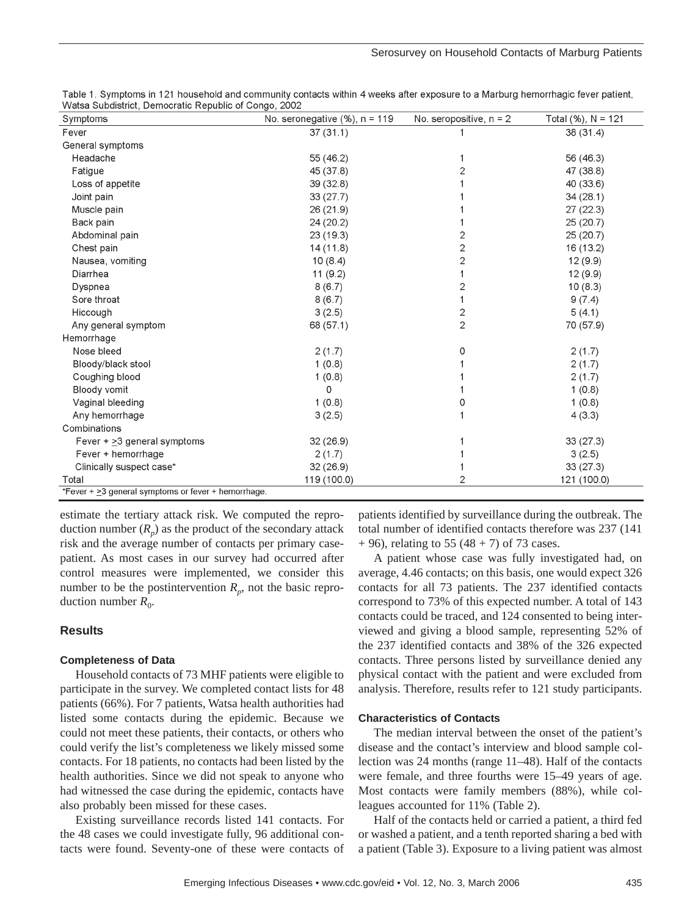Table 1. Symptoms in 121 household and community contacts within 4 weeks after exposure to a Marburg hemorrhagic fever patient, Watsa Subdistrict, Democratic Republic of Congo, 2002

| Symptoms | No. seronegative (%), n = 119 | No. seropositive, n = 2 | Total (%), N = 121 |
|---|---|---|---|
| Fever | 37 (31.1) | 1 | 38 (31.4) |
| General symptoms | | | |
| Headache | 55 (46.2) | 1 | 56 (46.3) |
| Fatigue | 45 (37.8) | 2 | 47 (38.8) |
| Loss of appetite | 39 (32.8) | 1 | 40 (33.6) |
| Joint pain | 33 (27.7) | 1 | 34 (28.1) |
| Muscle pain | 26 (21.9) | 1 | 27 (22.3) |
| Back pain | 24 (20.2) | 1 | 25 (20.7) |
| Abdominal pain | 23 (19.3) | 2 | 25 (20.7) |
| Chest pain | 14 (11.8) | 2 | 16 (13.2) |
| Nausea, vomiting | 10 (8.4) | 2 | 12 (9.9) |
| Diarrhea | 11 (9.2) | 1 | 12 (9.9) |
| Dyspnea | 8 (6.7) | 2 | 10 (8.3) |
| Sore throat | 8 (6.7) | 1 | 9 (7.4) |
| Hiccough | 3 (2.5) | 2 | 5 (4.1) |
| Any general symptom | 68 (57.1) | 2 | 70 (57.9) |
| Hemorrhage | | | |
| Nose bleed | 2 (1.7) | 0 | 2 (1.7) |
| Bloody/black stool | 1 (0.8) | 1 | 2 (1.7) |
| Coughing blood | 1 (0.8) | 1 | 2 (1.7) |
| Bloody vomit | 0 | 1 | 1 (0.8) |
| Vaginal bleeding | 1 (0.8) | 0 | 1 (0.8) |
| Any hemorrhage | 3 (2.5) | 1 | 4 (3.3) |
| Combinations | | | |
| Fever + ≥3 general symptoms | 32 (26.9) | 1 | 33 (27.3) |
| Fever + hemorrhage | 2 (1.7) | 1 | 3 (2.5) |
| Clinically suspect case* | 32 (26.9) | 1 | 33 (27.3) |
| Total | 119 (100.0) | 2 | 121 (100.0) |

*Fever + ≥3 general symptoms or fever + hemorrhage.

estimate the tertiary attack risk. We computed the reproduction number ($R_p$) as the product of the secondary attack risk and the average number of contacts per primary case-patient. As most cases in our survey had occurred after control measures were implemented, we consider this number to be the postintervention $R_p$, not the basic reproduction number $R_0$.

## Results

### Completeness of Data

Household contacts of 73 MHF patients were eligible to participate in the survey. We completed contact lists for 48 patients (66%). For 7 patients, Watsa health authorities had listed some contacts during the epidemic. Because we could not meet these patients, their contacts, or others who could verify the list's completeness we likely missed some contacts. For 18 patients, no contacts had been listed by the health authorities. Since we did not speak to anyone who had witnessed the case during the epidemic, contacts have also probably been missed for these cases.

Existing surveillance records listed 141 contacts. For the 48 cases we could investigate fully, 96 additional contacts were found. Seventy-one of these were contacts of patients identified by surveillance during the outbreak. The total number of identified contacts therefore was 237 (141 + 96), relating to 55 (48 + 7) of 73 cases.

A patient whose case was fully investigated had, on average, 4.46 contacts; on this basis, one would expect 326 contacts for all 73 patients. The 237 identified contacts correspond to 73% of this expected number. A total of 143 contacts could be traced, and 124 consented to being interviewed and giving a blood sample, representing 52% of the 237 identified contacts and 38% of the 326 expected contacts. Three persons listed by surveillance denied any physical contact with the patient and were excluded from analysis. Therefore, results refer to 121 study participants.

### Characteristics of Contacts

The median interval between the onset of the patient's disease and the contact's interview and blood sample collection was 24 months (range 11–48). Half of the contacts were female, and three fourths were 15–49 years of age. Most contacts were family members (88%), while colleagues accounted for 11% (Table 2).

Half of the contacts held or carried a patient, a third fed or washed a patient, and a tenth reported sharing a bed with a patient (Table 3). Exposure to a living patient was almost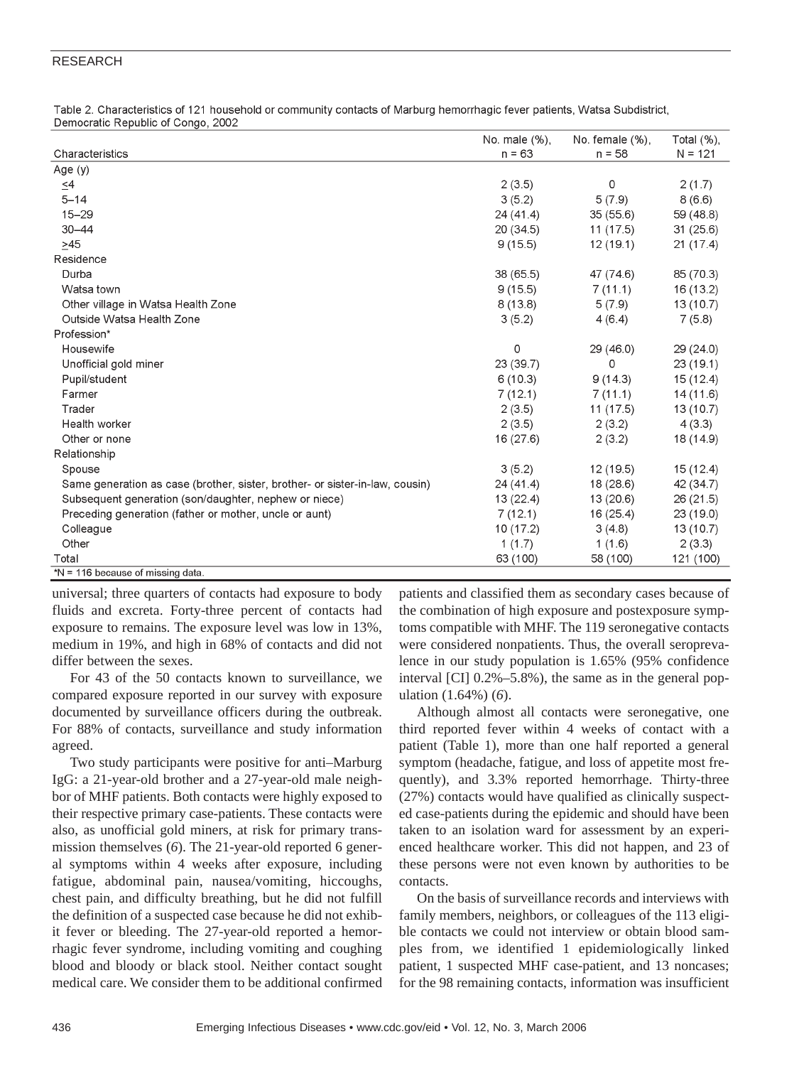Table 2. Characteristics of 121 household or community contacts of Marburg hemorrhagic fever patients, Watsa Subdistrict, Democratic Republic of Congo, 2002

| Characteristics | No. male (%), n = 63 | No. female (%), n = 58 | Total (%), N = 121 |
|---|---|---|---|
| Age (y) | | | |
| ≤4 | 2 (3.5) | 0 | 2 (1.7) |
| 5–14 | 3 (5.2) | 5 (7.9) | 8 (6.6) |
| 15–29 | 24 (41.4) | 35 (55.6) | 59 (48.8) |
| 30–44 | 20 (34.5) | 11 (17.5) | 31 (25.6) |
| ≥45 | 9 (15.5) | 12 (19.1) | 21 (17.4) |
| Residence | | | |
| Durba | 38 (65.5) | 47 (74.6) | 85 (70.3) |
| Watsa town | 9 (15.5) | 7 (11.1) | 16 (13.2) |
| Other village in Watsa Health Zone | 8 (13.8) | 5 (7.9) | 13 (10.7) |
| Outside Watsa Health Zone | 3 (5.2) | 4 (6.4) | 7 (5.8) |
| Profession* | | | |
| Housewife | 0 | 29 (46.0) | 29 (24.0) |
| Unofficial gold miner | 23 (39.7) | 0 | 23 (19.1) |
| Pupil/student | 6 (10.3) | 9 (14.3) | 15 (12.4) |
| Farmer | 7 (12.1) | 7 (11.1) | 14 (11.6) |
| Trader | 2 (3.5) | 11 (17.5) | 13 (10.7) |
| Health worker | 2 (3.5) | 2 (3.2) | 4 (3.3) |
| Other or none | 16 (27.6) | 2 (3.2) | 18 (14.9) |
| Relationship | | | |
| Spouse | 3 (5.2) | 12 (19.5) | 15 (12.4) |
| Same generation as case (brother, sister, brother- or sister-in-law, cousin) | 24 (41.4) | 18 (28.6) | 42 (34.7) |
| Subsequent generation (son/daughter, nephew or niece) | 13 (22.4) | 13 (20.6) | 26 (21.5) |
| Preceding generation (father or mother, uncle or aunt) | 7 (12.1) | 16 (25.4) | 23 (19.0) |
| Colleague | 10 (17.2) | 3 (4.8) | 13 (10.7) |
| Other | 1 (1.7) | 1 (1.6) | 2 (3.3) |
| Total | 63 (100) | 58 (100) | 121 (100) |

*N = 116 because of missing data.

universal; three quarters of contacts had exposure to body fluids and excreta. Forty-three percent of contacts had exposure to remains. The exposure level was low in 13%, medium in 19%, and high in 68% of contacts and did not differ between the sexes.

For 43 of the 50 contacts known to surveillance, we compared exposure reported in our survey with exposure documented by surveillance officers during the outbreak. For 88% of contacts, surveillance and study information agreed.

Two study participants were positive for anti–Marburg IgG: a 21-year-old brother and a 27-year-old male neighbor of MHF patients. Both contacts were highly exposed to their respective primary case-patients. These contacts were also, as unofficial gold miners, at risk for primary transmission themselves (*6*). The 21-year-old reported 6 general symptoms within 4 weeks after exposure, including fatigue, abdominal pain, nausea/vomiting, hiccoughs, chest pain, and difficulty breathing, but he did not fulfill the definition of a suspected case because he did not exhibit fever or bleeding. The 27-year-old reported a hemorrhagic fever syndrome, including vomiting and coughing blood and bloody or black stool. Neither contact sought medical care. We consider them to be additional confirmed patients and classified them as secondary cases because of the combination of high exposure and postexposure symptoms compatible with MHF. The 119 seronegative contacts were considered nonpatients. Thus, the overall seroprevalence in our study population is 1.65% (95% confidence interval [CI] 0.2%–5.8%), the same as in the general population (1.64%) (*6*).

Although almost all contacts were seronegative, one third reported fever within 4 weeks of contact with a patient (Table 1), more than one half reported a general symptom (headache, fatigue, and loss of appetite most frequently), and 3.3% reported hemorrhage. Thirty-three (27%) contacts would have qualified as clinically suspected case-patients during the epidemic and should have been taken to an isolation ward for assessment by an experienced healthcare worker. This did not happen, and 23 of these persons were not even known by authorities to be contacts.

On the basis of surveillance records and interviews with family members, neighbors, or colleagues of the 113 eligible contacts we could not interview or obtain blood samples from, we identified 1 epidemiologically linked patient, 1 suspected MHF case-patient, and 13 noncases; for the 98 remaining contacts, information was insufficient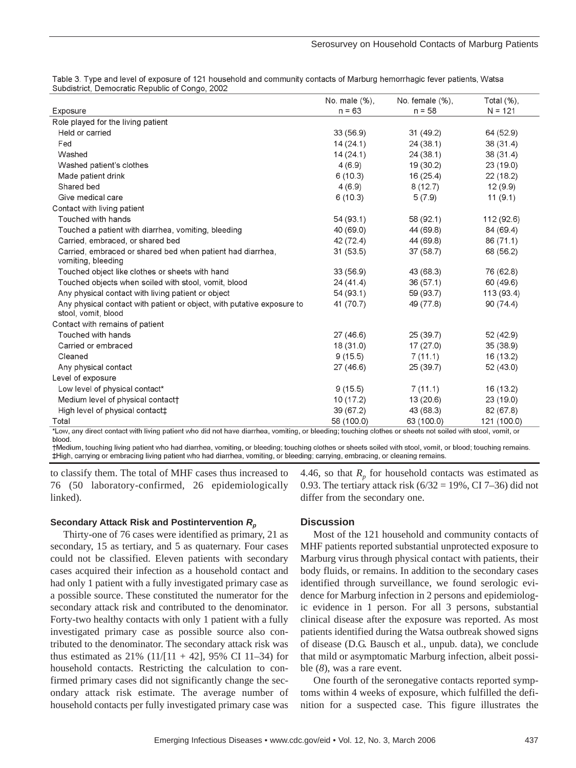Table 3. Type and level of exposure of 121 household and community contacts of Marburg hemorrhagic fever patients, Watsa Subdistrict, Democratic Republic of Congo, 2002

| Exposure | No. male (%), n = 63 | No. female (%), n = 58 | Total (%), N = 121 |
|---|---|---|---|
| Role played for the living patient | | | |
| Held or carried | 33 (56.9) | 31 (49.2) | 64 (52.9) |
| Fed | 14 (24.1) | 24 (38.1) | 38 (31.4) |
| Washed | 14 (24.1) | 24 (38.1) | 38 (31.4) |
| Washed patient's clothes | 4 (6.9) | 19 (30.2) | 23 (19.0) |
| Made patient drink | 6 (10.3) | 16 (25.4) | 22 (18.2) |
| Shared bed | 4 (6.9) | 8 (12.7) | 12 (9.9) |
| Give medical care | 6 (10.3) | 5 (7.9) | 11 (9.1) |
| Contact with living patient | | | |
| Touched with hands | 54 (93.1) | 58 (92.1) | 112 (92.6) |
| Touched a patient with diarrhea, vomiting, bleeding | 40 (69.0) | 44 (69.8) | 84 (69.4) |
| Carried, embraced, or shared bed | 42 (72.4) | 44 (69.8) | 86 (71.1) |
| Carried, embraced or shared bed when patient had diarrhea, vomiting, bleeding | 31 (53.5) | 37 (58.7) | 68 (56.2) |
| Touched object like clothes or sheets with hand | 33 (56.9) | 43 (68.3) | 76 (62.8) |
| Touched objects when soiled with stool, vomit, blood | 24 (41.4) | 36 (57.1) | 60 (49.6) |
| Any physical contact with living patient or object | 54 (93.1) | 59 (93.7) | 113 (93.4) |
| Any physical contact with patient or object, with putative exposure to stool, vomit, blood | 41 (70.7) | 49 (77.8) | 90 (74.4) |
| Contact with remains of patient | | | |
| Touched with hands | 27 (46.6) | 25 (39.7) | 52 (42.9) |
| Carried or embraced | 18 (31.0) | 17 (27.0) | 35 (38.9) |
| Cleaned | 9 (15.5) | 7 (11.1) | 16 (13.2) |
| Any physical contact | 27 (46.6) | 25 (39.7) | 52 (43.0) |
| Level of exposure | | | |
| Low level of physical contact* | 9 (15.5) | 7 (11.1) | 16 (13.2) |
| Medium level of physical contact† | 10 (17.2) | 13 (20.6) | 23 (19.0) |
| High level of physical contact‡ | 39 (67.2) | 43 (68.3) | 82 (67.8) |
| Total | 58 (100.0) | 63 (100.0) | 121 (100.0) |

*Low, any direct contact with living patient who did not have diarrhea, vomiting, or bleeding; touching clothes or sheets not soiled with stool, vomit, or blood.
†Medium, touching living patient who had diarrhea, vomiting, or bleeding; touching clothes or sheets soiled with stool, vomit, or blood; touching remains.
‡High, carrying or embracing living patient who had diarrhea, vomiting, or bleeding; carrying, embracing, or cleaning remains.

to classify them. The total of MHF cases thus increased to 76 (50 laboratory-confirmed, 26 epidemiologically linked).

#### Secondary Attack Risk and Postintervention $R_p$

Thirty-one of 76 cases were identified as primary, 21 as secondary, 15 as tertiary, and 5 as quaternary. Four cases could not be classified. Eleven patients with secondary cases acquired their infection as a household contact and had only 1 patient with a fully investigated primary case as a possible source. These constituted the numerator for the secondary attack risk and contributed to the denominator. Forty-two healthy contacts with only 1 patient with a fully investigated primary case as possible source also contributed to the denominator. The secondary attack risk was thus estimated as 21% (11/[11 + 42], 95% CI 11–34) for household contacts. Restricting the calculation to confirmed primary cases did not significantly change the secondary attack risk estimate. The average number of household contacts per fully investigated primary case was 4.46, so that $R_p$ for household contacts was estimated as 0.93. The tertiary attack risk (6/32 = 19%, CI 7–36) did not differ from the secondary one.

## Discussion

Most of the 121 household and community contacts of MHF patients reported substantial unprotected exposure to Marburg virus through physical contact with patients, their body fluids, or remains. In addition to the secondary cases identified through surveillance, we found serologic evidence for Marburg infection in 2 persons and epidemiologic evidence in 1 person. For all 3 persons, substantial clinical disease after the exposure was reported. As most patients identified during the Watsa outbreak showed signs of disease (D.G. Bausch et al., unpub. data), we conclude that mild or asymptomatic Marburg infection, albeit possible (*8*), was a rare event.

One fourth of the seronegative contacts reported symptoms within 4 weeks of exposure, which fulfilled the definition for a suspected case. This figure illustrates the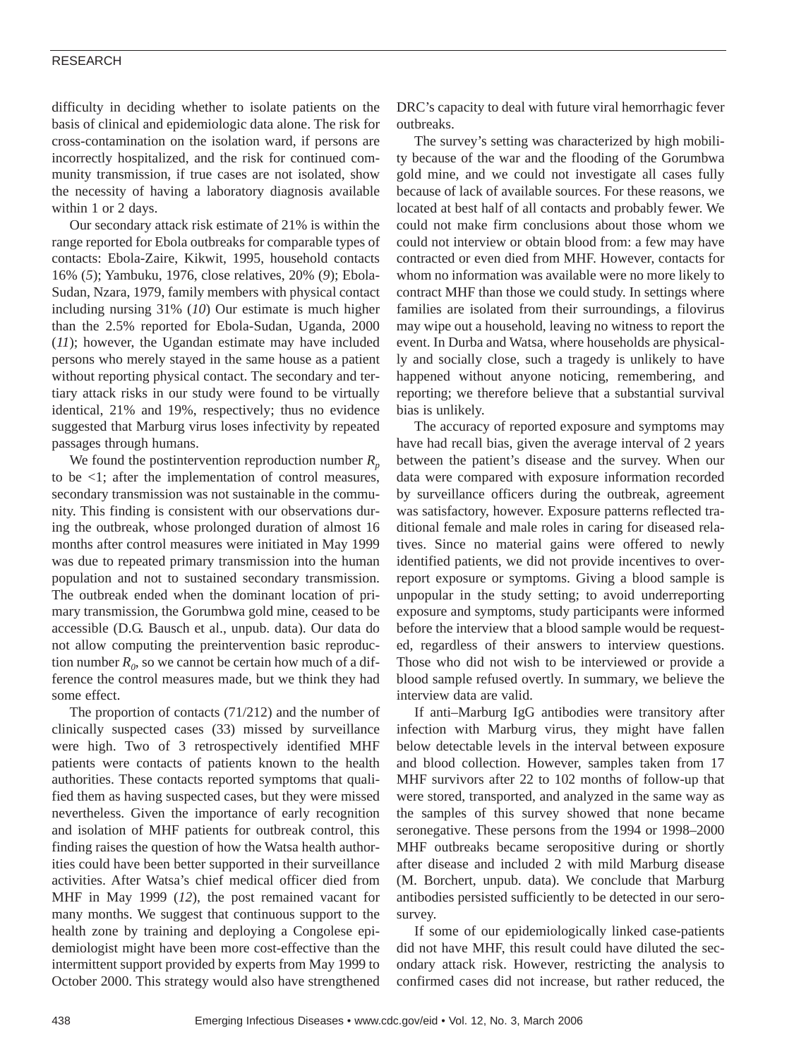difficulty in deciding whether to isolate patients on the basis of clinical and epidemiologic data alone. The risk for cross-contamination on the isolation ward, if persons are incorrectly hospitalized, and the risk for continued community transmission, if true cases are not isolated, show the necessity of having a laboratory diagnosis available within 1 or 2 days.

Our secondary attack risk estimate of 21% is within the range reported for Ebola outbreaks for comparable types of contacts: Ebola-Zaire, Kikwit, 1995, household contacts 16% (*5*); Yambuku, 1976, close relatives, 20% (*9*); Ebola-Sudan, Nzara, 1979, family members with physical contact including nursing 31% (*10*) Our estimate is much higher than the 2.5% reported for Ebola-Sudan, Uganda, 2000 (*11*); however, the Ugandan estimate may have included persons who merely stayed in the same house as a patient without reporting physical contact. The secondary and tertiary attack risks in our study were found to be virtually identical, 21% and 19%, respectively; thus no evidence suggested that Marburg virus loses infectivity by repeated passages through humans.

We found the postintervention reproduction number $R_p$ to be <1; after the implementation of control measures, secondary transmission was not sustainable in the community. This finding is consistent with our observations during the outbreak, whose prolonged duration of almost 16 months after control measures were initiated in May 1999 was due to repeated primary transmission into the human population and not to sustained secondary transmission. The outbreak ended when the dominant location of primary transmission, the Gorumbwa gold mine, ceased to be accessible (D.G. Bausch et al., unpub. data). Our data do not allow computing the preintervention basic reproduction number $R_0$, so we cannot be certain how much of a difference the control measures made, but we think they had some effect.

The proportion of contacts (71/212) and the number of clinically suspected cases (33) missed by surveillance were high. Two of 3 retrospectively identified MHF patients were contacts of patients known to the health authorities. These contacts reported symptoms that qualified them as having suspected cases, but they were missed nevertheless. Given the importance of early recognition and isolation of MHF patients for outbreak control, this finding raises the question of how the Watsa health authorities could have been better supported in their surveillance activities. After Watsa's chief medical officer died from MHF in May 1999 (*12*), the post remained vacant for many months. We suggest that continuous support to the health zone by training and deploying a Congolese epidemiologist might have been more cost-effective than the intermittent support provided by experts from May 1999 to October 2000. This strategy would also have strengthened DRC's capacity to deal with future viral hemorrhagic fever outbreaks.

The survey's setting was characterized by high mobility because of the war and the flooding of the Gorumbwa gold mine, and we could not investigate all cases fully because of lack of available sources. For these reasons, we located at best half of all contacts and probably fewer. We could not make firm conclusions about those whom we could not interview or obtain blood from: a few may have contracted or even died from MHF. However, contacts for whom no information was available were no more likely to contract MHF than those we could study. In settings where families are isolated from their surroundings, a filovirus may wipe out a household, leaving no witness to report the event. In Durba and Watsa, where households are physically and socially close, such a tragedy is unlikely to have happened without anyone noticing, remembering, and reporting; we therefore believe that a substantial survival bias is unlikely.

The accuracy of reported exposure and symptoms may have had recall bias, given the average interval of 2 years between the patient's disease and the survey. When our data were compared with exposure information recorded by surveillance officers during the outbreak, agreement was satisfactory, however. Exposure patterns reflected traditional female and male roles in caring for diseased relatives. Since no material gains were offered to newly identified patients, we did not provide incentives to overreport exposure or symptoms. Giving a blood sample is unpopular in the study setting; to avoid underreporting exposure and symptoms, study participants were informed before the interview that a blood sample would be requested, regardless of their answers to interview questions. Those who did not wish to be interviewed or provide a blood sample refused overtly. In summary, we believe the interview data are valid.

If anti–Marburg IgG antibodies were transitory after infection with Marburg virus, they might have fallen below detectable levels in the interval between exposure and blood collection. However, samples taken from 17 MHF survivors after 22 to 102 months of follow-up that were stored, transported, and analyzed in the same way as the samples of this survey showed that none became seronegative. These persons from the 1994 or 1998–2000 MHF outbreaks became seropositive during or shortly after disease and included 2 with mild Marburg disease (M. Borchert, unpub. data). We conclude that Marburg antibodies persisted sufficiently to be detected in our serosurvey.

If some of our epidemiologically linked case-patients did not have MHF, this result could have diluted the secondary attack risk. However, restricting the analysis to confirmed cases did not increase, but rather reduced, the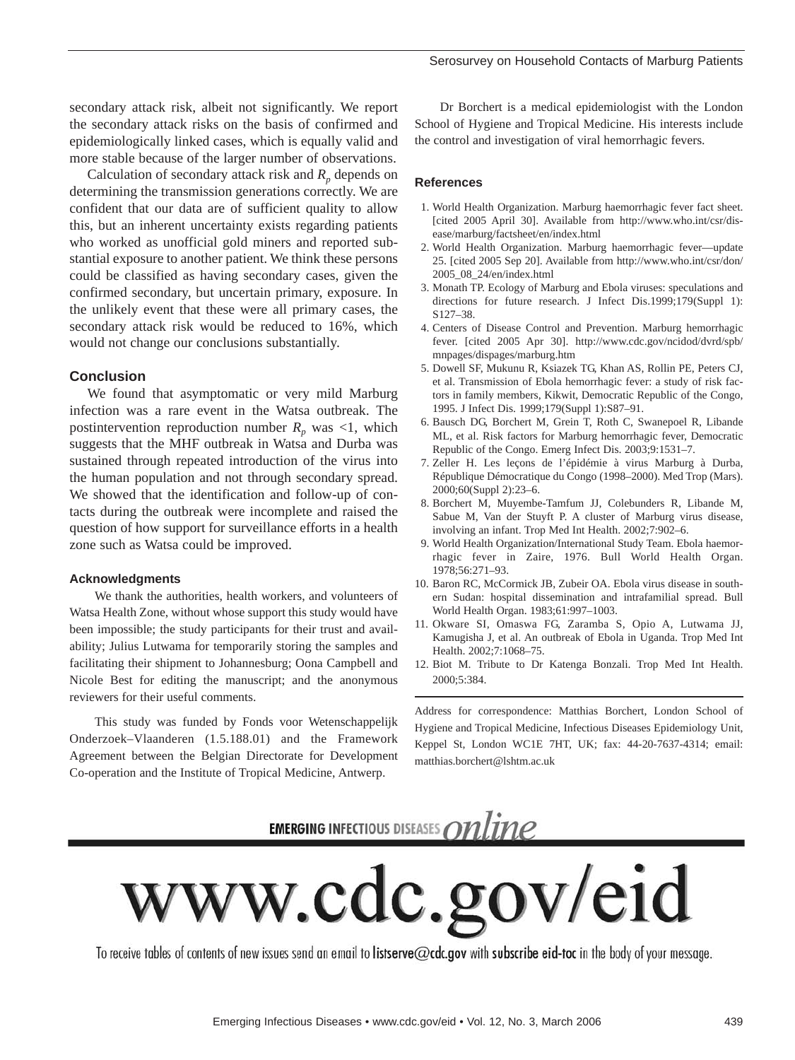secondary attack risk, albeit not significantly. We report the secondary attack risks on the basis of confirmed and epidemiologically linked cases, which is equally valid and more stable because of the larger number of observations.

Calculation of secondary attack risk and $R_p$ depends on determining the transmission generations correctly. We are confident that our data are of sufficient quality to allow this, but an inherent uncertainty exists regarding patients who worked as unofficial gold miners and reported substantial exposure to another patient. We think these persons could be classified as having secondary cases, given the confirmed secondary, but uncertain primary, exposure. In the unlikely event that these were all primary cases, the secondary attack risk would be reduced to 16%, which would not change our conclusions substantially.

## Conclusion

We found that asymptomatic or very mild Marburg infection was a rare event in the Watsa outbreak. The postintervention reproduction number $R_p$ was <1, which suggests that the MHF outbreak in Watsa and Durba was sustained through repeated introduction of the virus into the human population and not through secondary spread. We showed that the identification and follow-up of contacts during the outbreak were incomplete and raised the question of how support for surveillance efforts in a health zone such as Watsa could be improved.

### Acknowledgments

We thank the authorities, health workers, and volunteers of Watsa Health Zone, without whose support this study would have been impossible; the study participants for their trust and availability; Julius Lutwama for temporarily storing the samples and facilitating their shipment to Johannesburg; Oona Campbell and Nicole Best for editing the manuscript; and the anonymous reviewers for their useful comments.

This study was funded by Fonds voor Wetenschappelijk Onderzoek–Vlaanderen (1.5.188.01) and the Framework Agreement between the Belgian Directorate for Development Co-operation and the Institute of Tropical Medicine, Antwerp.

Dr Borchert is a medical epidemiologist with the London School of Hygiene and Tropical Medicine. His interests include the control and investigation of viral hemorrhagic fevers.

## References

1. World Health Organization. Marburg haemorrhagic fever fact sheet. [cited 2005 April 30]. Available from http://www.who.int/csr/disease/marburg/factsheet/en/index.html
2. World Health Organization. Marburg haemorrhagic fever—update 25. [cited 2005 Sep 20]. Available from http://www.who.int/csr/don/2005_08_24/en/index.html
3. Monath TP. Ecology of Marburg and Ebola viruses: speculations and directions for future research. J Infect Dis.1999;179(Suppl 1):S127–38.
4. Centers of Disease Control and Prevention. Marburg hemorrhagic fever. [cited 2005 Apr 30]. http://www.cdc.gov/ncidod/dvrd/spb/mnpages/dispages/marburg.htm
5. Dowell SF, Mukunu R, Ksiazek TG, Khan AS, Rollin PE, Peters CJ, et al. Transmission of Ebola hemorrhagic fever: a study of risk factors in family members, Kikwit, Democratic Republic of the Congo, 1995. J Infect Dis. 1999;179(Suppl 1):S87–91.
6. Bausch DG, Borchert M, Grein T, Roth C, Swanepoel R, Libande ML, et al. Risk factors for Marburg hemorrhagic fever, Democratic Republic of the Congo. Emerg Infect Dis. 2003;9:1531–7.
7. Zeller H. Les leçons de l'épidémie à virus Marburg à Durba, République Démocratique du Congo (1998–2000). Med Trop (Mars). 2000;60(Suppl 2):23–6.
8. Borchert M, Muyembe-Tamfum JJ, Colebunders R, Libande M, Sabue M, Van der Stuyft P. A cluster of Marburg virus disease, involving an infant. Trop Med Int Health. 2002;7:902–6.
9. World Health Organization/International Study Team. Ebola haemorrhagic fever in Zaire, 1976. Bull World Health Organ. 1978;56:271–93.
10. Baron RC, McCormick JB, Zubeir OA. Ebola virus disease in southern Sudan: hospital dissemination and intrafamilial spread. Bull World Health Organ. 1983;61:997–1003.
11. Okware SI, Omaswa FG, Zaramba S, Opio A, Lutwama JJ, Kamugisha J, et al. An outbreak of Ebola in Uganda. Trop Med Int Health. 2002;7:1068–75.
12. Biot M. Tribute to Dr Katenga Bonzali. Trop Med Int Health. 2000;5:384.

Address for correspondence: Matthias Borchert, London School of Hygiene and Tropical Medicine, Infectious Diseases Epidemiology Unit, Keppel St, London WC1E 7HT, UK; fax: 44-20-7637-4314; email: matthias.borchert@lshtm.ac.uk

EMERGING INFECTIOUS DISEASES *online*

www.cdc.gov/eid

To receive tables of contents of new issues send an email to **listserve@cdc.gov** with **subscribe eid-toc** in the body of your message.